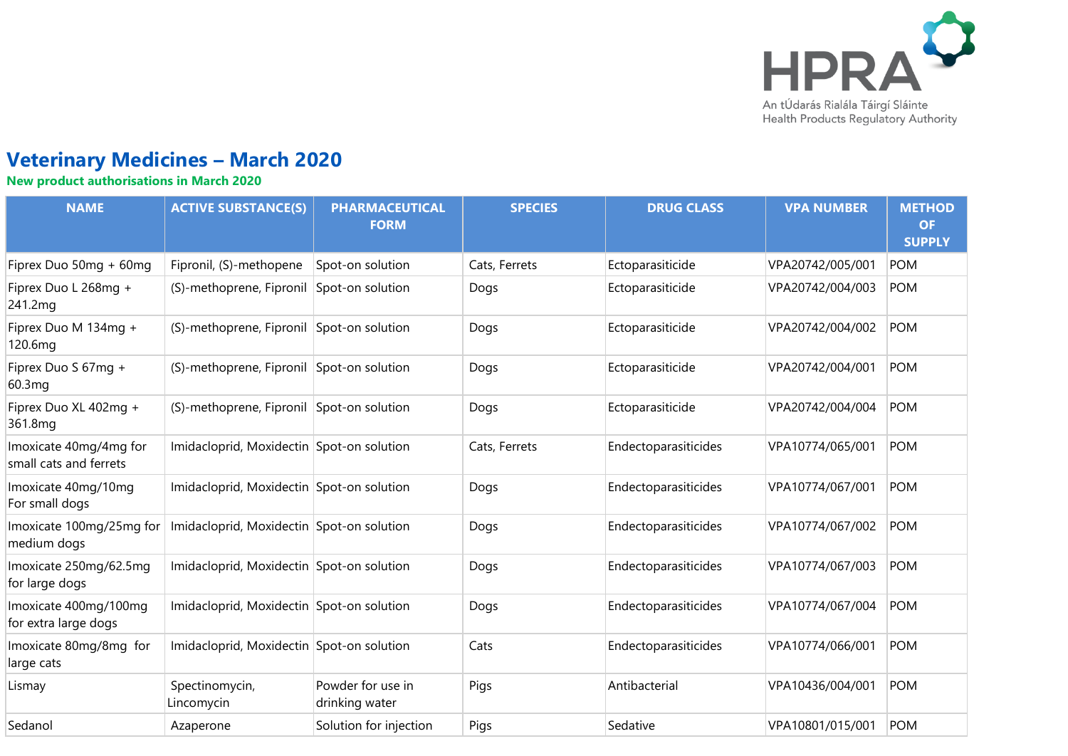HPRA

An tÚdarás Rialála Táirgí Sláinte
Health Products Regulatory Authority

# Veterinary Medicines – March 2020

## New product authorisations in March 2020

| NAME | ACTIVE SUBSTANCE(S) | PHARMACEUTICAL FORM | SPECIES | DRUG CLASS | VPA NUMBER | METHOD OF SUPPLY |
|---|---|---|---|---|---|---|
| Fiprex Duo 50mg + 60mg | Fipronil, (S)-methopene | Spot-on solution | Cats, Ferrets | Ectoparasiticide | VPA20742/005/001 | POM |
| Fiprex Duo L 268mg + 241.2mg | (S)-methoprene, Fipronil | Spot-on solution | Dogs | Ectoparasiticide | VPA20742/004/003 | POM |
| Fiprex Duo M 134mg + 120.6mg | (S)-methoprene, Fipronil | Spot-on solution | Dogs | Ectoparasiticide | VPA20742/004/002 | POM |
| Fiprex Duo S 67mg + 60.3mg | (S)-methoprene, Fipronil | Spot-on solution | Dogs | Ectoparasiticide | VPA20742/004/001 | POM |
| Fiprex Duo XL 402mg + 361.8mg | (S)-methoprene, Fipronil | Spot-on solution | Dogs | Ectoparasiticide | VPA20742/004/004 | POM |
| Imoxicate 40mg/4mg for small cats and ferrets | Imidacloprid, Moxidectin | Spot-on solution | Cats, Ferrets | Endectoparasiticides | VPA10774/065/001 | POM |
| Imoxicate 40mg/10mg For small dogs | Imidacloprid, Moxidectin | Spot-on solution | Dogs | Endectoparasiticides | VPA10774/067/001 | POM |
| Imoxicate 100mg/25mg for medium dogs | Imidacloprid, Moxidectin | Spot-on solution | Dogs | Endectoparasiticides | VPA10774/067/002 | POM |
| Imoxicate 250mg/62.5mg for large dogs | Imidacloprid, Moxidectin | Spot-on solution | Dogs | Endectoparasiticides | VPA10774/067/003 | POM |
| Imoxicate 400mg/100mg for extra large dogs | Imidacloprid, Moxidectin | Spot-on solution | Dogs | Endectoparasiticides | VPA10774/067/004 | POM |
| Imoxicate 80mg/8mg for large cats | Imidacloprid, Moxidectin | Spot-on solution | Cats | Endectoparasiticides | VPA10774/066/001 | POM |
| Lismay | Spectinomycin, Lincomycin | Powder for use in drinking water | Pigs | Antibacterial | VPA10436/004/001 | POM |
| Sedanol | Azaperone | Solution for injection | Pigs | Sedative | VPA10801/015/001 | POM |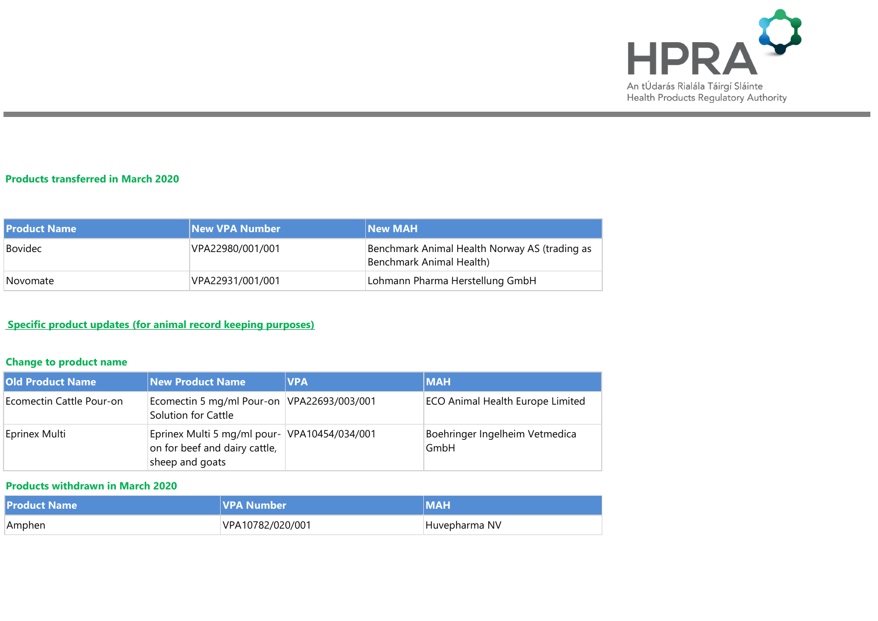## Products transferred in March 2020

| Product Name | New VPA Number | New MAH |
|---|---|---|
| Bovidec | VPA22980/001/001 | Benchmark Animal Health Norway AS (trading as Benchmark Animal Health) |
| Novomate | VPA22931/001/001 | Lohmann Pharma Herstellung GmbH |

## Specific product updates (for animal record keeping purposes)

### Change to product name

| Old Product Name | New Product Name | VPA | MAH |
|---|---|---|---|
| Ecomectin Cattle Pour-on | Ecomectin 5 mg/ml Pour-on Solution for Cattle | VPA22693/003/001 | ECO Animal Health Europe Limited |
| Eprinex Multi | Eprinex Multi 5 mg/ml pour-on for beef and dairy cattle, sheep and goats | VPA10454/034/001 | Boehringer Ingelheim Vetmedica GmbH |

## Products withdrawn in March 2020

| Product Name | VPA Number | MAH |
|---|---|---|
| Amphen | VPA10782/020/001 | Huvepharma NV |